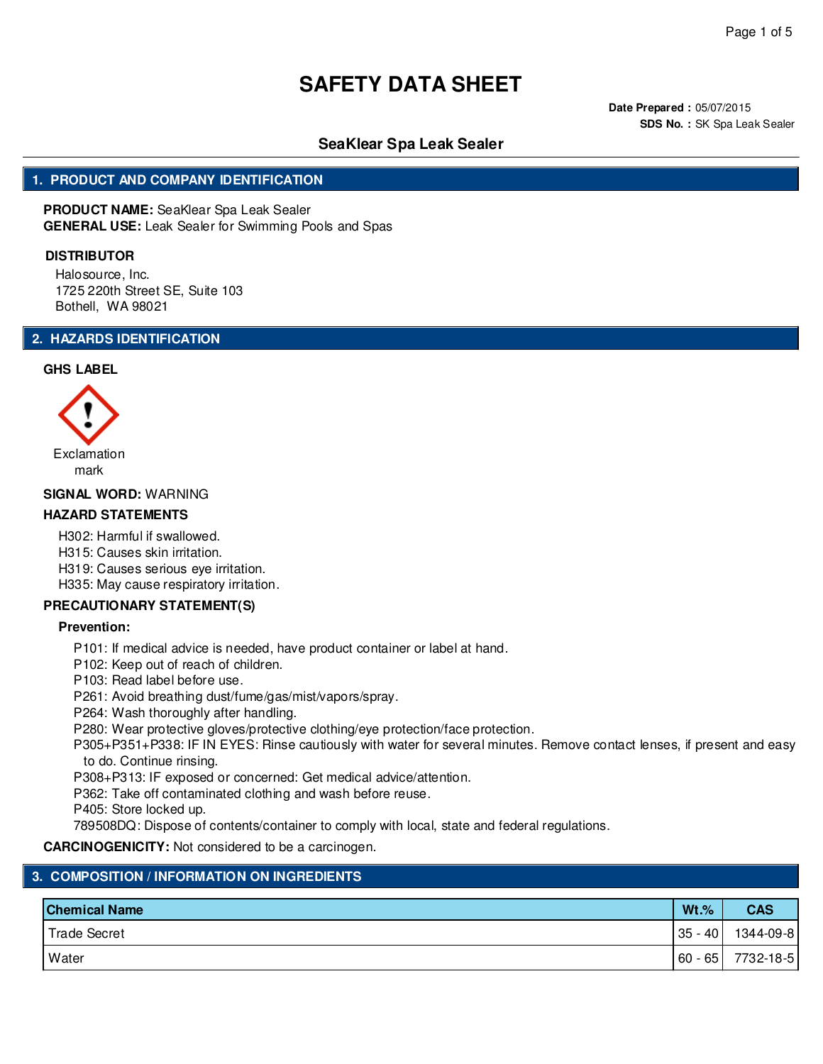# SAFETY DATA SHEET

**Date Prepared :** 05/07/2015
**SDS No. :** SK Spa Leak Sealer

## SeaKlear Spa Leak Sealer

## 1. PRODUCT AND COMPANY IDENTIFICATION

**PRODUCT NAME:** SeaKlear Spa Leak Sealer
**GENERAL USE:** Leak Sealer for Swimming Pools and Spas

**DISTRIBUTOR**

Halosource, Inc.
1725 220th Street SE, Suite 103
Bothell, WA 98021

## 2. HAZARDS IDENTIFICATION

**GHS LABEL**

Exclamation mark

**SIGNAL WORD:** WARNING

**HAZARD STATEMENTS**

H302: Harmful if swallowed.
H315: Causes skin irritation.
H319: Causes serious eye irritation.
H335: May cause respiratory irritation.

**PRECAUTIONARY STATEMENT(S)**

**Prevention:**

P101: If medical advice is needed, have product container or label at hand.
P102: Keep out of reach of children.
P103: Read label before use.
P261: Avoid breathing dust/fume/gas/mist/vapors/spray.
P264: Wash thoroughly after handling.
P280: Wear protective gloves/protective clothing/eye protection/face protection.
P305+P351+P338: IF IN EYES: Rinse cautiously with water for several minutes. Remove contact lenses, if present and easy to do. Continue rinsing.
P308+P313: IF exposed or concerned: Get medical advice/attention.
P362: Take off contaminated clothing and wash before reuse.
P405: Store locked up.
789508DQ: Dispose of contents/container to comply with local, state and federal regulations.

**CARCINOGENICITY:** Not considered to be a carcinogen.

## 3. COMPOSITION / INFORMATION ON INGREDIENTS

| Chemical Name | Wt.% | CAS |
| --- | --- | --- |
| Trade Secret | 35 - 40 | 1344-09-8 |
| Water | 60 - 65 | 7732-18-5 |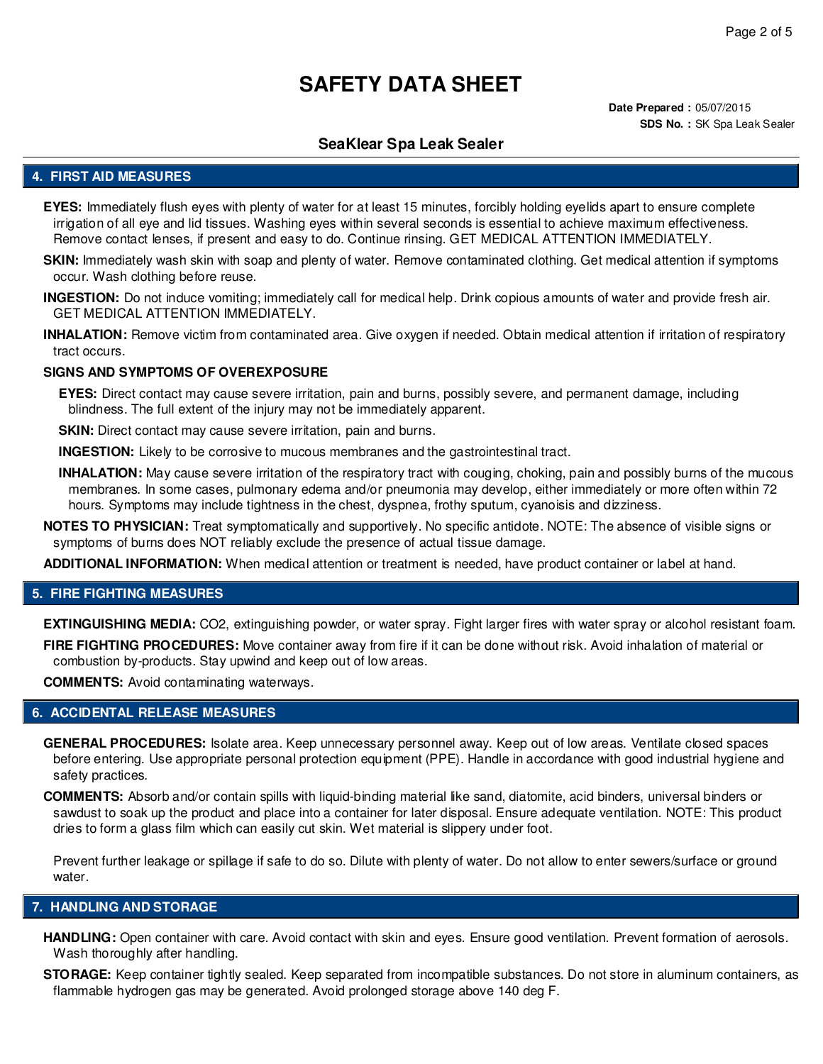# SAFETY DATA SHEET

**Date Prepared :** 05/07/2015
**SDS No. :** SK Spa Leak Sealer

## SeaKlear Spa Leak Sealer

## 4. FIRST AID MEASURES

**EYES:** Immediately flush eyes with plenty of water for at least 15 minutes, forcibly holding eyelids apart to ensure complete irrigation of all eye and lid tissues. Washing eyes within several seconds is essential to achieve maximum effectiveness. Remove contact lenses, if present and easy to do. Continue rinsing. GET MEDICAL ATTENTION IMMEDIATELY.

**SKIN:** Immediately wash skin with soap and plenty of water. Remove contaminated clothing. Get medical attention if symptoms occur. Wash clothing before reuse.

**INGESTION:** Do not induce vomiting; immediately call for medical help. Drink copious amounts of water and provide fresh air. GET MEDICAL ATTENTION IMMEDIATELY.

**INHALATION:** Remove victim from contaminated area. Give oxygen if needed. Obtain medical attention if irritation of respiratory tract occurs.

**SIGNS AND SYMPTOMS OF OVEREXPOSURE**

**EYES:** Direct contact may cause severe irritation, pain and burns, possibly severe, and permanent damage, including blindness. The full extent of the injury may not be immediately apparent.

**SKIN:** Direct contact may cause severe irritation, pain and burns.

**INGESTION:** Likely to be corrosive to mucous membranes and the gastrointestinal tract.

**INHALATION:** May cause severe irritation of the respiratory tract with couging, choking, pain and possibly burns of the mucous membranes. In some cases, pulmonary edema and/or pneumonia may develop, either immediately or more often within 72 hours. Symptoms may include tightness in the chest, dyspnea, frothy sputum, cyanoisis and dizziness.

**NOTES TO PHYSICIAN:** Treat symptomatically and supportively. No specific antidote. NOTE: The absence of visible signs or symptoms of burns does NOT reliably exclude the presence of actual tissue damage.

**ADDITIONAL INFORMATION:** When medical attention or treatment is needed, have product container or label at hand.

## 5. FIRE FIGHTING MEASURES

**EXTINGUISHING MEDIA:** CO2, extinguishing powder, or water spray. Fight larger fires with water spray or alcohol resistant foam.

**FIRE FIGHTING PROCEDURES:** Move container away from fire if it can be done without risk. Avoid inhalation of material or combustion by-products. Stay upwind and keep out of low areas.

**COMMENTS:** Avoid contaminating waterways.

## 6. ACCIDENTAL RELEASE MEASURES

**GENERAL PROCEDURES:** Isolate area. Keep unnecessary personnel away. Keep out of low areas. Ventilate closed spaces before entering. Use appropriate personal protection equipment (PPE). Handle in accordance with good industrial hygiene and safety practices.

**COMMENTS:** Absorb and/or contain spills with liquid-binding material like sand, diatomite, acid binders, universal binders or sawdust to soak up the product and place into a container for later disposal. Ensure adequate ventilation. NOTE: This product dries to form a glass film which can easily cut skin. Wet material is slippery under foot.

Prevent further leakage or spillage if safe to do so. Dilute with plenty of water. Do not allow to enter sewers/surface or ground water.

## 7. HANDLING AND STORAGE

**HANDLING:** Open container with care. Avoid contact with skin and eyes. Ensure good ventilation. Prevent formation of aerosols. Wash thoroughly after handling.

**STORAGE:** Keep container tightly sealed. Keep separated from incompatible substances. Do not store in aluminum containers, as flammable hydrogen gas may be generated. Avoid prolonged storage above 140 deg F.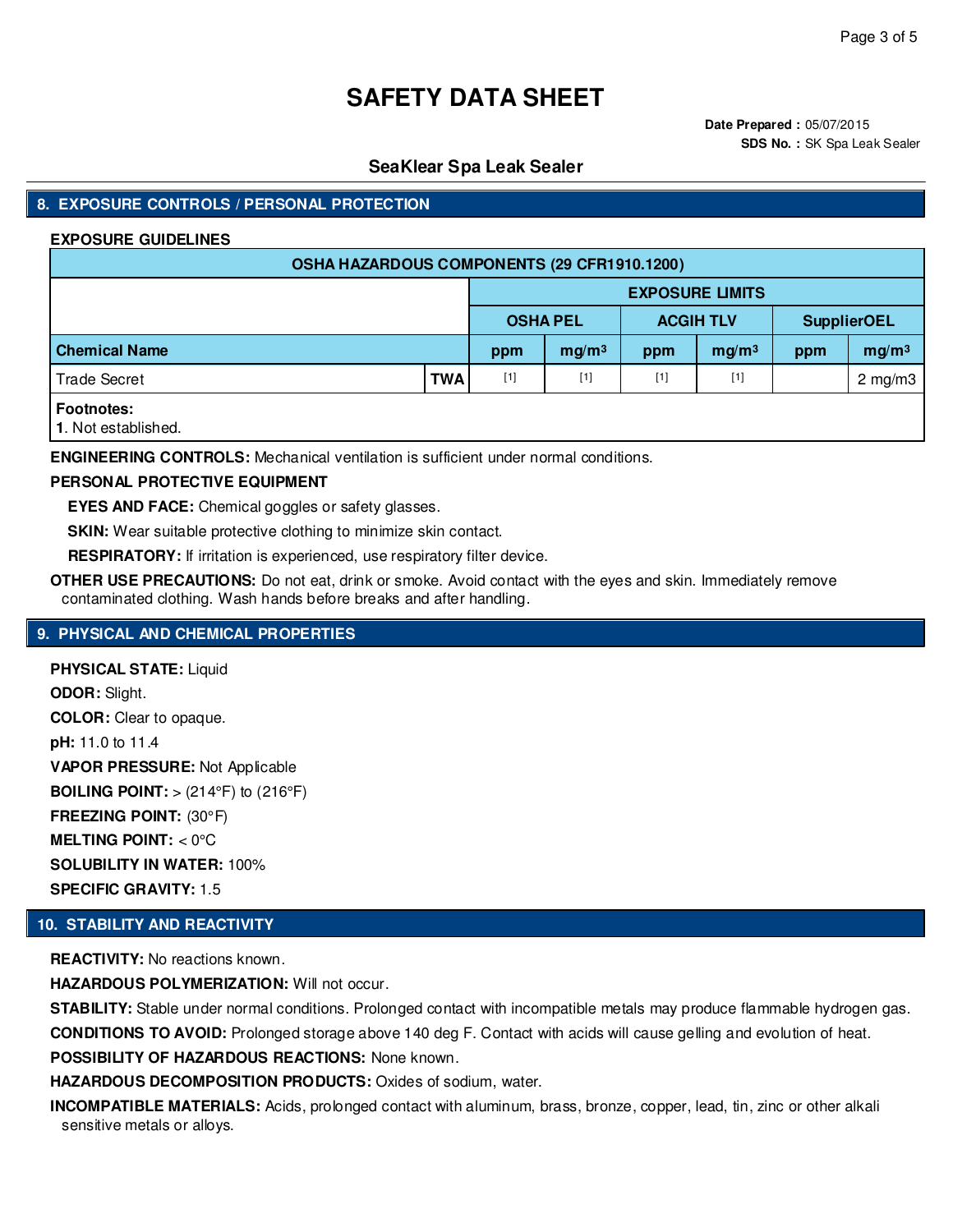# SAFETY DATA SHEET

**Date Prepared :** 05/07/2015
**SDS No. :** SK Spa Leak Sealer

## SeaKlear Spa Leak Sealer

## 8. EXPOSURE CONTROLS / PERSONAL PROTECTION

### EXPOSURE GUIDELINES

| OSHA HAZARDOUS COMPONENTS (29 CFR1910.1200) | | | | | | | |
|---|---|---|---|---|---|---|---|
| | | EXPOSURE LIMITS | | | | | |
| | | OSHA PEL | | ACGIH TLV | | SupplierOEL | |
| Chemical Name | | ppm | mg/m³ | ppm | mg/m³ | ppm | mg/m³ |
| Trade Secret | TWA | [1] | [1] | [1] | [1] | | 2 mg/m3 |

**Footnotes:**
**1**. Not established.

**ENGINEERING CONTROLS:** Mechanical ventilation is sufficient under normal conditions.

**PERSONAL PROTECTIVE EQUIPMENT**

**EYES AND FACE:** Chemical goggles or safety glasses.

**SKIN:** Wear suitable protective clothing to minimize skin contact.

**RESPIRATORY:** If irritation is experienced, use respiratory filter device.

**OTHER USE PRECAUTIONS:** Do not eat, drink or smoke. Avoid contact with the eyes and skin. Immediately remove contaminated clothing. Wash hands before breaks and after handling.

## 9. PHYSICAL AND CHEMICAL PROPERTIES

**PHYSICAL STATE:** Liquid

**ODOR:** Slight.

**COLOR:** Clear to opaque.

**pH:** 11.0 to 11.4

**VAPOR PRESSURE:** Not Applicable

**BOILING POINT:** > (214°F) to (216°F)

**FREEZING POINT:** (30°F)

**MELTING POINT:** < 0°C

**SOLUBILITY IN WATER:** 100%

**SPECIFIC GRAVITY:** 1.5

## 10. STABILITY AND REACTIVITY

**REACTIVITY:** No reactions known.

**HAZARDOUS POLYMERIZATION:** Will not occur.

**STABILITY:** Stable under normal conditions. Prolonged contact with incompatible metals may produce flammable hydrogen gas.

**CONDITIONS TO AVOID:** Prolonged storage above 140 deg F. Contact with acids will cause gelling and evolution of heat.

**POSSIBILITY OF HAZARDOUS REACTIONS:** None known.

**HAZARDOUS DECOMPOSITION PRODUCTS:** Oxides of sodium, water.

**INCOMPATIBLE MATERIALS:** Acids, prolonged contact with aluminum, brass, bronze, copper, lead, tin, zinc or other alkali sensitive metals or alloys.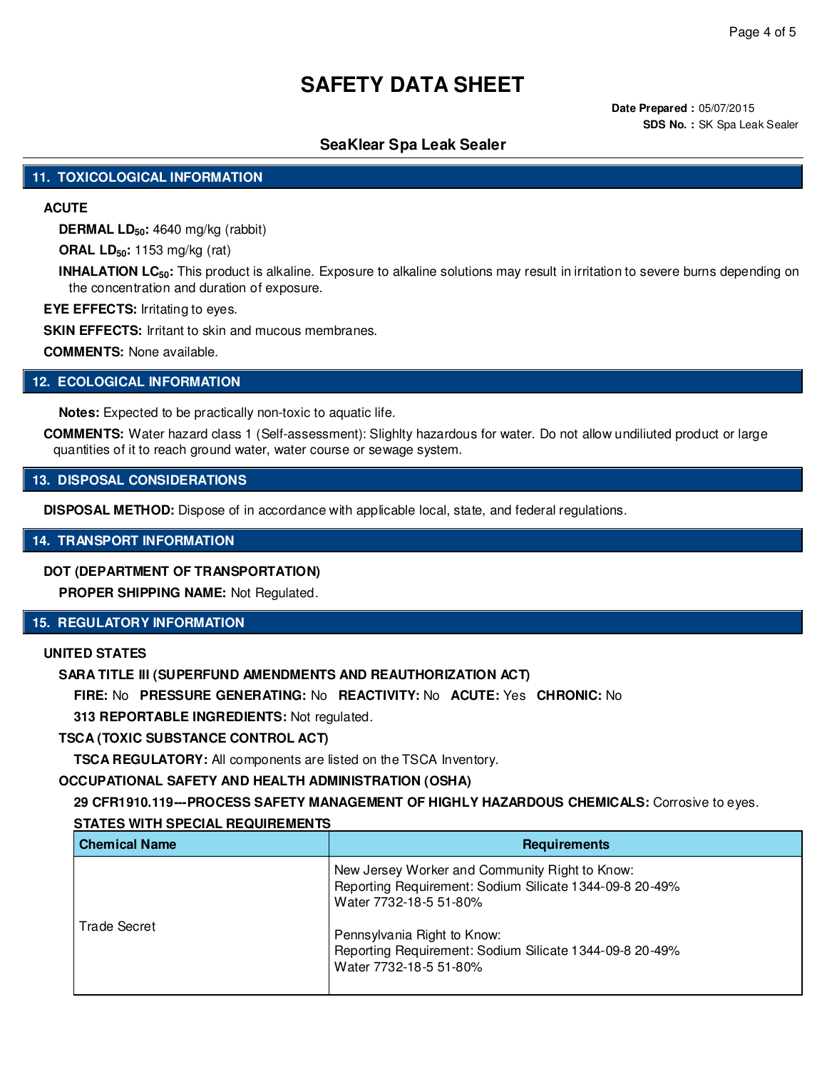# SAFETY DATA SHEET

**Date Prepared :** 05/07/2015
**SDS No. :** SK Spa Leak Sealer

## SeaKlear Spa Leak Sealer

## 11. TOXICOLOGICAL INFORMATION

**ACUTE**

**DERMAL $LD_{50}$:** 4640 mg/kg (rabbit)

**ORAL $LD_{50}$:** 1153 mg/kg (rat)

**INHALATION $LC_{50}$:** This product is alkaline. Exposure to alkaline solutions may result in irritation to severe burns depending on the concentration and duration of exposure.

**EYE EFFECTS:** Irritating to eyes.

**SKIN EFFECTS:** Irritant to skin and mucous membranes.

**COMMENTS:** None available.

## 12. ECOLOGICAL INFORMATION

**Notes:** Expected to be practically non-toxic to aquatic life.

**COMMENTS:** Water hazard class 1 (Self-assessment): Slighlty hazardous for water. Do not allow undiliuted product or large quantities of it to reach ground water, water course or sewage system.

## 13. DISPOSAL CONSIDERATIONS

**DISPOSAL METHOD:** Dispose of in accordance with applicable local, state, and federal regulations.

## 14. TRANSPORT INFORMATION

**DOT (DEPARTMENT OF TRANSPORTATION)**

**PROPER SHIPPING NAME:** Not Regulated.

## 15. REGULATORY INFORMATION

**UNITED STATES**

**SARA TITLE III (SUPERFUND AMENDMENTS AND REAUTHORIZATION ACT)**

**FIRE:** No **PRESSURE GENERATING:** No **REACTIVITY:** No **ACUTE:** Yes **CHRONIC:** No

**313 REPORTABLE INGREDIENTS:** Not regulated.

**TSCA (TOXIC SUBSTANCE CONTROL ACT)**

**TSCA REGULATORY:** All components are listed on the TSCA Inventory.

**OCCUPATIONAL SAFETY AND HEALTH ADMINISTRATION (OSHA)**

**29 CFR1910.119---PROCESS SAFETY MANAGEMENT OF HIGHLY HAZARDOUS CHEMICALS:** Corrosive to eyes.

**STATES WITH SPECIAL REQUIREMENTS**

| Chemical Name | Requirements |
|---|---|
| Trade Secret | New Jersey Worker and Community Right to Know:<br>Reporting Requirement: Sodium Silicate 1344-09-8 20-49%<br>Water 7732-18-5 51-80%<br><br>Pennsylvania Right to Know:<br>Reporting Requirement: Sodium Silicate 1344-09-8 20-49%<br>Water 7732-18-5 51-80% |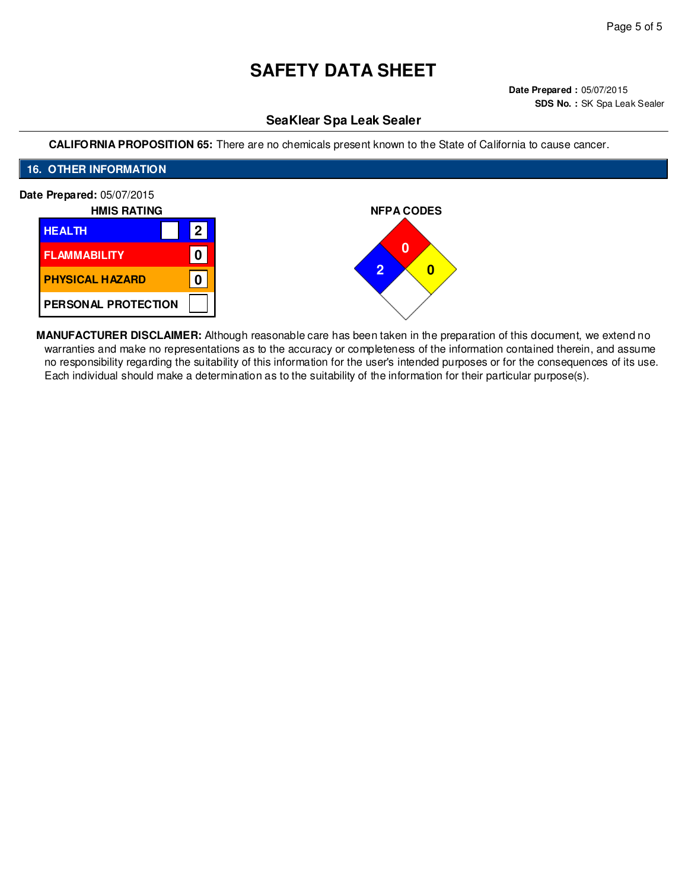# SAFETY DATA SHEET

**Date Prepared :** 05/07/2015
**SDS No. :** SK Spa Leak Sealer

## SeaKlear Spa Leak Sealer

**CALIFORNIA PROPOSITION 65:** There are no chemicals present known to the State of California to cause cancer.

## 16. OTHER INFORMATION

**Date Prepared:** 05/07/2015

**HMIS RATING**

| | | |
|---|---|---|
| HEALTH | | 2 |
| FLAMMABILITY | | 0 |
| PHYSICAL HAZARD | | 0 |
| PERSONAL PROTECTION | | |

**NFPA CODES**

0

2

0

**MANUFACTURER DISCLAIMER:** Although reasonable care has been taken in the preparation of this document, we extend no warranties and make no representations as to the accuracy or completeness of the information contained therein, and assume no responsibility regarding the suitability of this information for the user's intended purposes or for the consequences of its use. Each individual should make a determination as to the suitability of the information for their particular purpose(s).